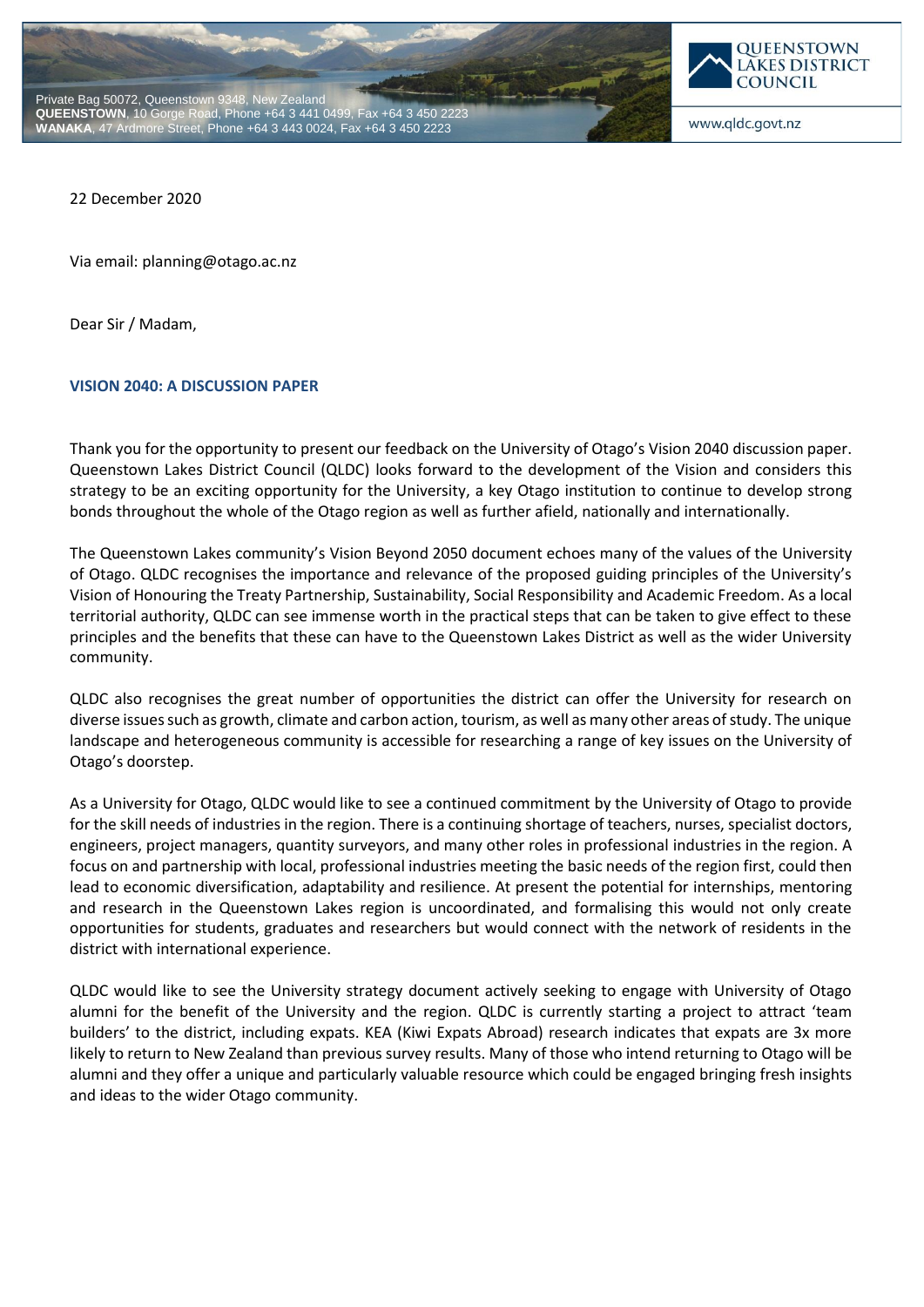Private Bag 50072, Queenstown 9348, New Zealand
**QUEENSTOWN**, 10 Gorge Road, Phone +64 3 441 0499, Fax +64 3 450 2223
**WANAKA**, 47 Ardmore Street, Phone +64 3 443 0024, Fax +64 3 450 2223

QUEENSTOWN LAKES DISTRICT COUNCIL

www.qldc.govt.nz

22 December 2020

Via email: planning@otago.ac.nz

Dear Sir / Madam,

**VISION 2040: A DISCUSSION PAPER**

Thank you for the opportunity to present our feedback on the University of Otago's Vision 2040 discussion paper. Queenstown Lakes District Council (QLDC) looks forward to the development of the Vision and considers this strategy to be an exciting opportunity for the University, a key Otago institution to continue to develop strong bonds throughout the whole of the Otago region as well as further afield, nationally and internationally.

The Queenstown Lakes community's Vision Beyond 2050 document echoes many of the values of the University of Otago. QLDC recognises the importance and relevance of the proposed guiding principles of the University's Vision of Honouring the Treaty Partnership, Sustainability, Social Responsibility and Academic Freedom. As a local territorial authority, QLDC can see immense worth in the practical steps that can be taken to give effect to these principles and the benefits that these can have to the Queenstown Lakes District as well as the wider University community.

QLDC also recognises the great number of opportunities the district can offer the University for research on diverse issues such as growth, climate and carbon action, tourism, as well as many other areas of study. The unique landscape and heterogeneous community is accessible for researching a range of key issues on the University of Otago's doorstep.

As a University for Otago, QLDC would like to see a continued commitment by the University of Otago to provide for the skill needs of industries in the region. There is a continuing shortage of teachers, nurses, specialist doctors, engineers, project managers, quantity surveyors, and many other roles in professional industries in the region. A focus on and partnership with local, professional industries meeting the basic needs of the region first, could then lead to economic diversification, adaptability and resilience. At present the potential for internships, mentoring and research in the Queenstown Lakes region is uncoordinated, and formalising this would not only create opportunities for students, graduates and researchers but would connect with the network of residents in the district with international experience.

QLDC would like to see the University strategy document actively seeking to engage with University of Otago alumni for the benefit of the University and the region. QLDC is currently starting a project to attract 'team builders' to the district, including expats. KEA (Kiwi Expats Abroad) research indicates that expats are 3x more likely to return to New Zealand than previous survey results. Many of those who intend returning to Otago will be alumni and they offer a unique and particularly valuable resource which could be engaged bringing fresh insights and ideas to the wider Otago community.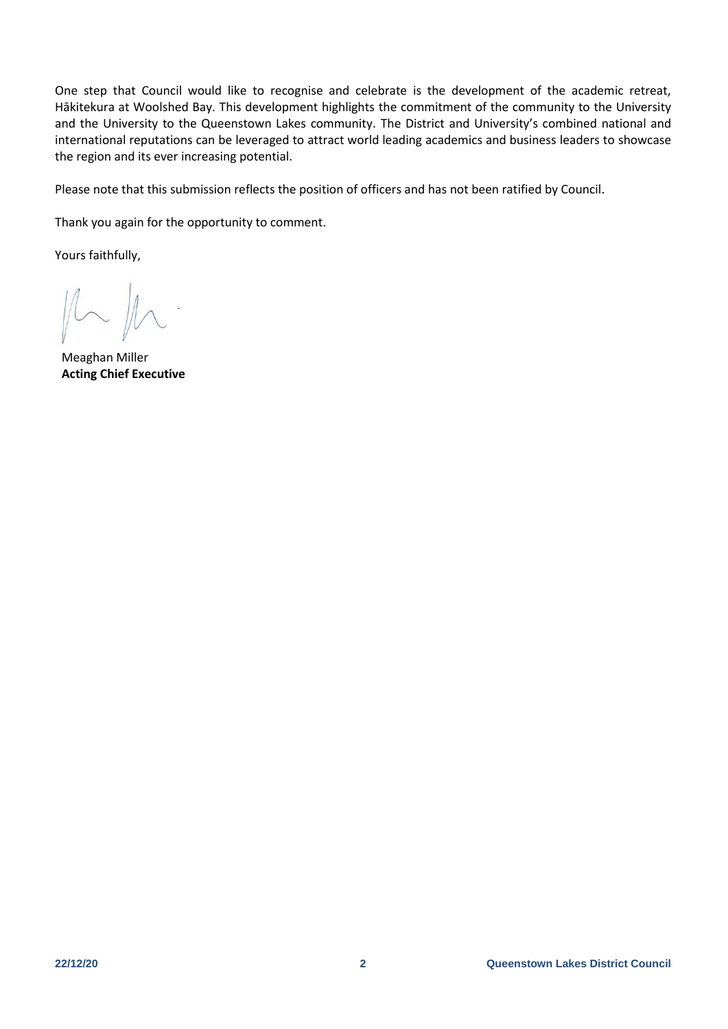One step that Council would like to recognise and celebrate is the development of the academic retreat, Hākitekura at Woolshed Bay. This development highlights the commitment of the community to the University and the University to the Queenstown Lakes community. The District and University's combined national and international reputations can be leveraged to attract world leading academics and business leaders to showcase the region and its ever increasing potential.

Please note that this submission reflects the position of officers and has not been ratified by Council.

Thank you again for the opportunity to comment.

Yours faithfully,

Meaghan Miller
**Acting Chief Executive**